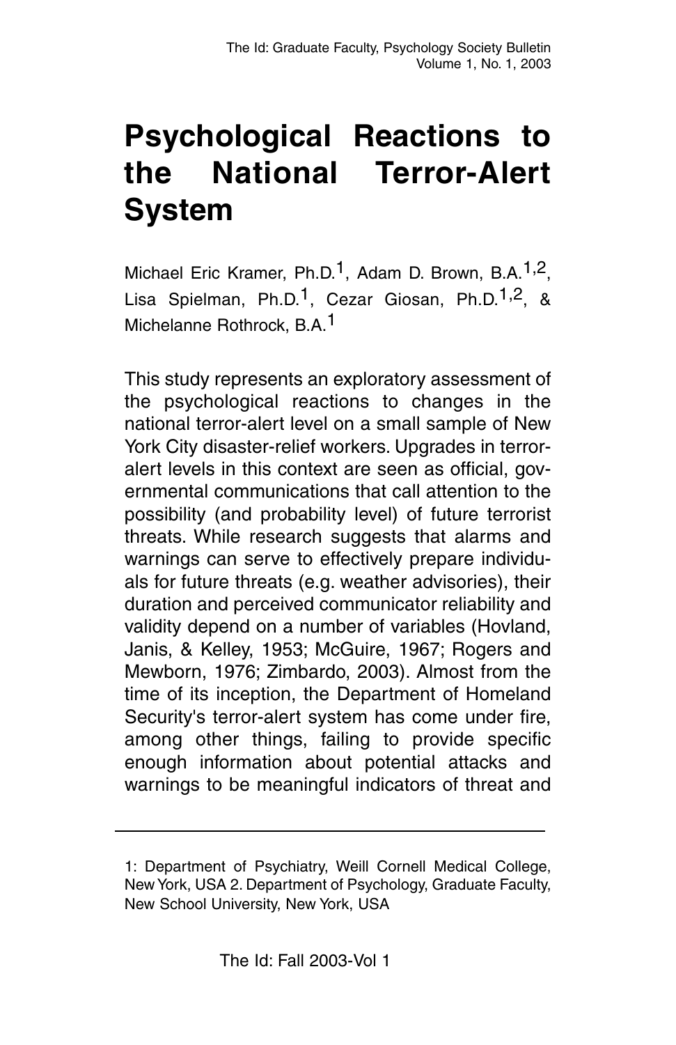# Psychological Reactions to the National Terror-Alert System

Michael Eric Kramer, Ph.D.[1], Adam D. Brown, B.A.[1,2], Lisa Spielman, Ph.D.[1], Cezar Giosan, Ph.D.[1,2], & Michelanne Rothrock, B.A.[1]

This study represents an exploratory assessment of the psychological reactions to changes in the national terror-alert level on a small sample of New York City disaster-relief workers. Upgrades in terror-alert levels in this context are seen as official, governmental communications that call attention to the possibility (and probability level) of future terrorist threats. While research suggests that alarms and warnings can serve to effectively prepare individuals for future threats (e.g. weather advisories), their duration and perceived communicator reliability and validity depend on a number of variables (Hovland, Janis, & Kelley, 1953; McGuire, 1967; Rogers and Mewborn, 1976; Zimbardo, 2003). Almost from the time of its inception, the Department of Homeland Security's terror-alert system has come under fire, among other things, failing to provide specific enough information about potential attacks and warnings to be meaningful indicators of threat and

---

1: Department of Psychiatry, Weill Cornell Medical College, New York, USA 2. Department of Psychology, Graduate Faculty, New School University, New York, USA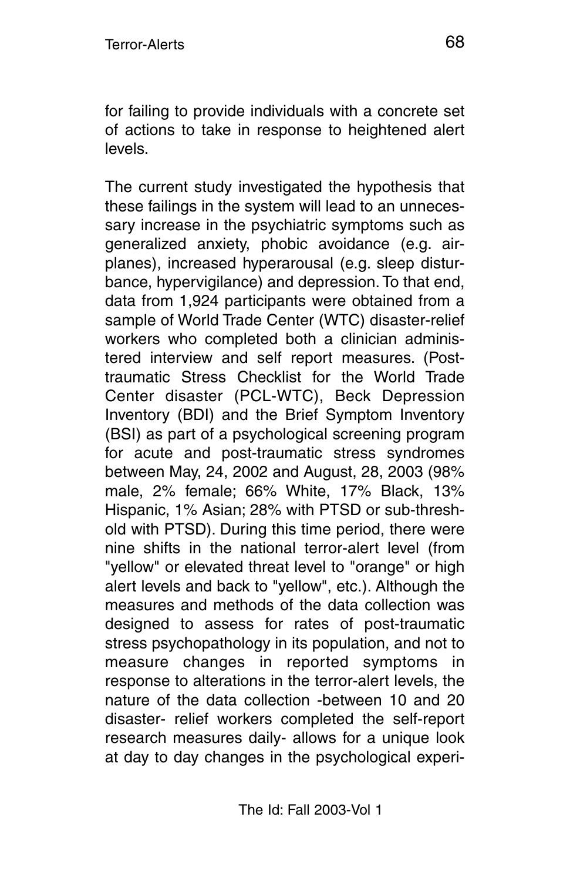for failing to provide individuals with a concrete set of actions to take in response to heightened alert levels.

The current study investigated the hypothesis that these failings in the system will lead to an unnecessary increase in the psychiatric symptoms such as generalized anxiety, phobic avoidance (e.g. airplanes), increased hyperarousal (e.g. sleep disturbance, hypervigilance) and depression. To that end, data from 1,924 participants were obtained from a sample of World Trade Center (WTC) disaster-relief workers who completed both a clinician administered interview and self report measures. (Posttraumatic Stress Checklist for the World Trade Center disaster (PCL-WTC), Beck Depression Inventory (BDI) and the Brief Symptom Inventory (BSI) as part of a psychological screening program for acute and post-traumatic stress syndromes between May, 24, 2002 and August, 28, 2003 (98% male, 2% female; 66% White, 17% Black, 13% Hispanic, 1% Asian; 28% with PTSD or sub-threshold with PTSD). During this time period, there were nine shifts in the national terror-alert level (from "yellow" or elevated threat level to "orange" or high alert levels and back to "yellow", etc.). Although the measures and methods of the data collection was designed to assess for rates of post-traumatic stress psychopathology in its population, and not to measure changes in reported symptoms in response to alterations in the terror-alert levels, the nature of the data collection -between 10 and 20 disaster- relief workers completed the self-report research measures daily- allows for a unique look at day to day changes in the psychological experi-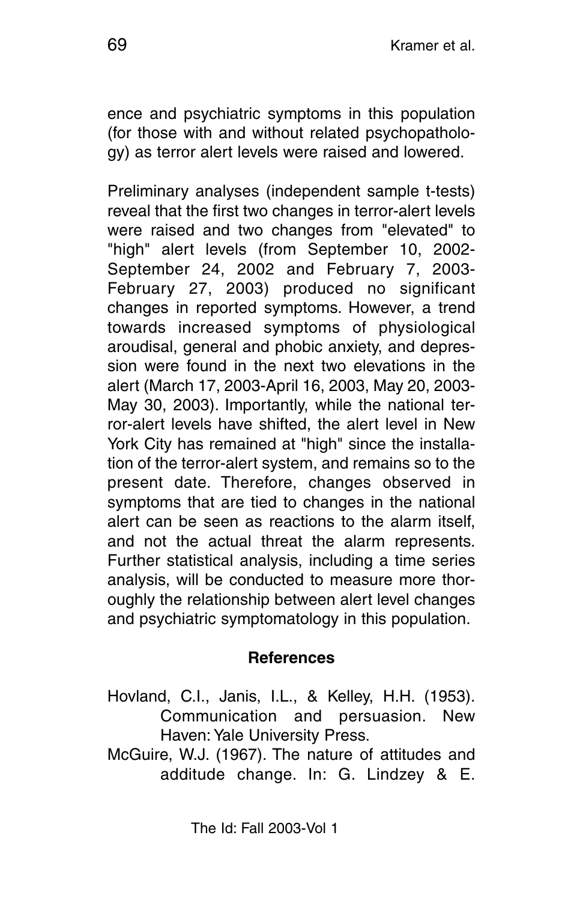ence and psychiatric symptoms in this population (for those with and without related psychopathology) as terror alert levels were raised and lowered.

Preliminary analyses (independent sample t-tests) reveal that the first two changes in terror-alert levels were raised and two changes from "elevated" to "high" alert levels (from September 10, 2002-September 24, 2002 and February 7, 2003-February 27, 2003) produced no significant changes in reported symptoms. However, a trend towards increased symptoms of physiological aroudisal, general and phobic anxiety, and depression were found in the next two elevations in the alert (March 17, 2003-April 16, 2003, May 20, 2003-May 30, 2003). Importantly, while the national terror-alert levels have shifted, the alert level in New York City has remained at "high" since the installation of the terror-alert system, and remains so to the present date. Therefore, changes observed in symptoms that are tied to changes in the national alert can be seen as reactions to the alarm itself, and not the actual threat the alarm represents. Further statistical analysis, including a time series analysis, will be conducted to measure more thoroughly the relationship between alert level changes and psychiatric symptomatology in this population.

## References

Hovland, C.I., Janis, I.L., & Kelley, H.H. (1953). Communication and persuasion. New Haven: Yale University Press.

McGuire, W.J. (1967). The nature of attitudes and additude change. In: G. Lindzey & E.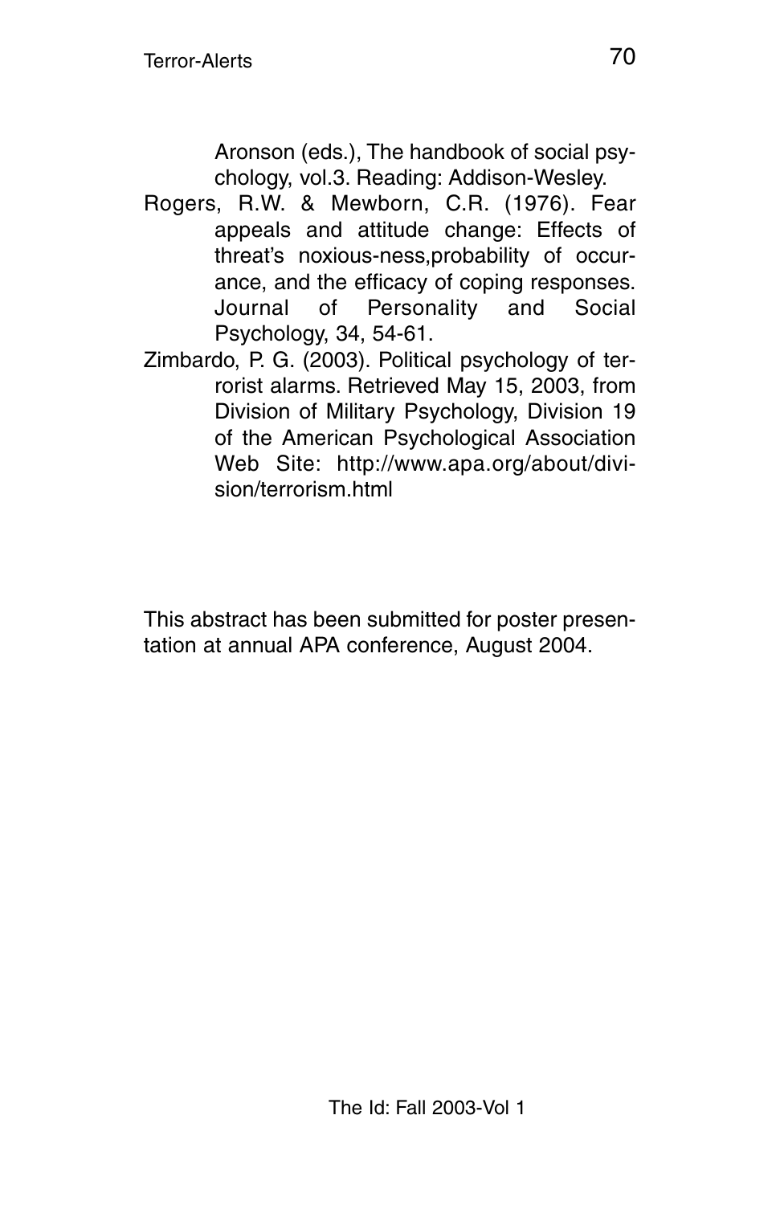Aronson (eds.), The handbook of social psychology, vol.3. Reading: Addison-Wesley.

Rogers, R.W. & Mewborn, C.R. (1976). Fear appeals and attitude change: Effects of threat's noxious-ness,probability of occurance, and the efficacy of coping responses. Journal of Personality and Social Psychology, 34, 54-61.

Zimbardo, P. G. (2003). Political psychology of terrorist alarms. Retrieved May 15, 2003, from Division of Military Psychology, Division 19 of the American Psychological Association Web Site: http://www.apa.org/about/division/terrorism.html

This abstract has been submitted for poster presentation at annual APA conference, August 2004.